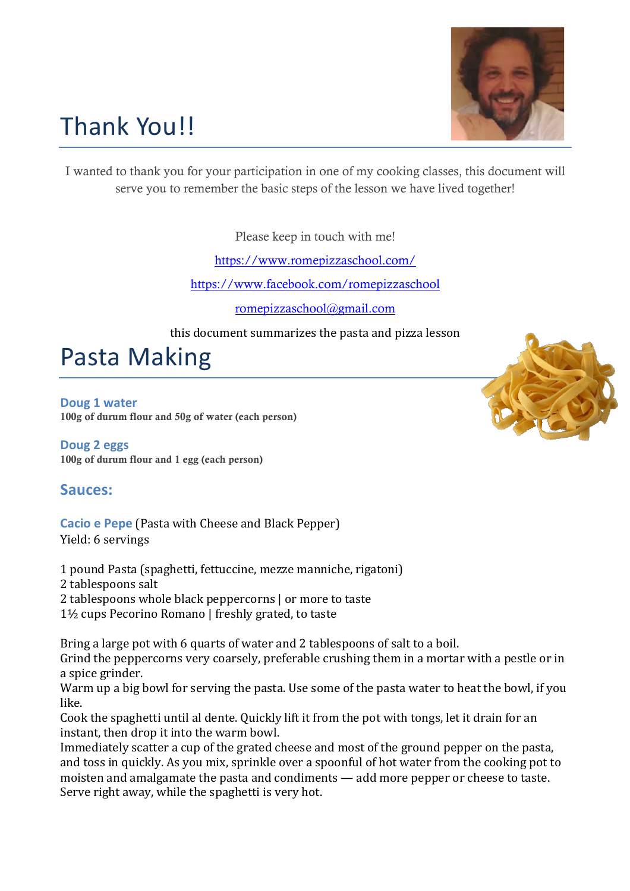# Thank You!!

I wanted to thank you for your participation in one of my cooking classes, this document will serve you to remember the basic steps of the lesson we have lived together!

Please keep in touch with me!

https://www.romepizzaschool.com/

https://www.facebook.com/romepizzaschool

romepizzaschool@gmail.com

this document summarizes the pasta and pizza lesson

# Pasta Making

### Doug 1 water

**100g of durum flour and 50g of water (each person)**

### Doug 2 eggs

**100g of durum flour and 1 egg (each person)**

## Sauces:

**Cacio e Pepe** (Pasta with Cheese and Black Pepper)
Yield: 6 servings

1 pound Pasta (spaghetti, fettuccine, mezze manniche, rigatoni)
2 tablespoons salt
2 tablespoons whole black peppercorns | or more to taste
1½ cups Pecorino Romano | freshly grated, to taste

Bring a large pot with 6 quarts of water and 2 tablespoons of salt to a boil.
Grind the peppercorns very coarsely, preferable crushing them in a mortar with a pestle or in a spice grinder.
Warm up a big bowl for serving the pasta. Use some of the pasta water to heat the bowl, if you like.
Cook the spaghetti until al dente. Quickly lift it from the pot with tongs, let it drain for an instant, then drop it into the warm bowl.
Immediately scatter a cup of the grated cheese and most of the ground pepper on the pasta, and toss in quickly. As you mix, sprinkle over a spoonful of hot water from the cooking pot to moisten and amalgamate the pasta and condiments — add more pepper or cheese to taste.
Serve right away, while the spaghetti is very hot.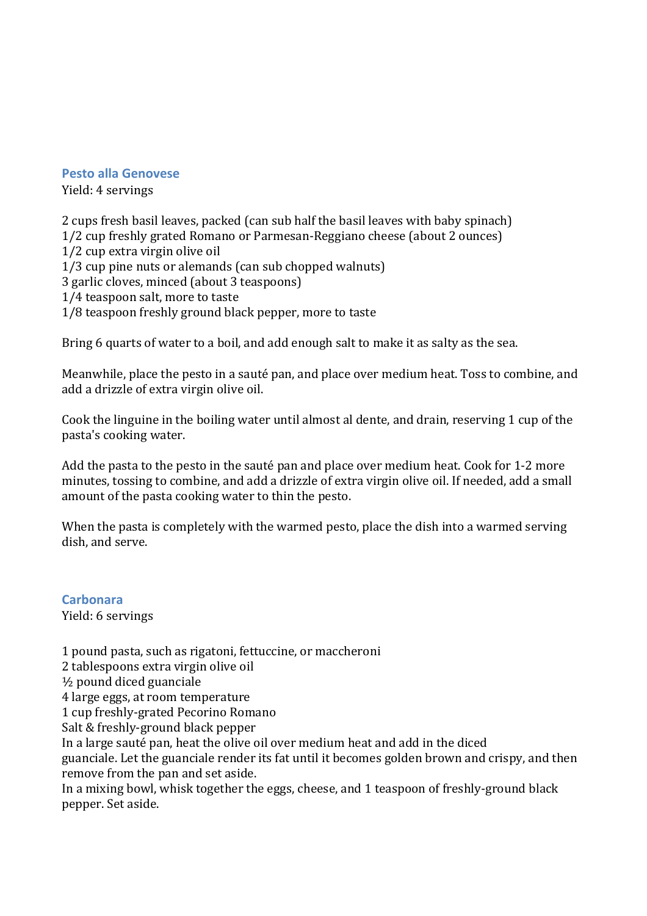## Pesto alla Genovese

Yield: 4 servings

2 cups fresh basil leaves, packed (can sub half the basil leaves with baby spinach)
1/2 cup freshly grated Romano or Parmesan-Reggiano cheese (about 2 ounces)
1/2 cup extra virgin olive oil
1/3 cup pine nuts or alemands (can sub chopped walnuts)
3 garlic cloves, minced (about 3 teaspoons)
1/4 teaspoon salt, more to taste
1/8 teaspoon freshly ground black pepper, more to taste

Bring 6 quarts of water to a boil, and add enough salt to make it as salty as the sea.

Meanwhile, place the pesto in a sauté pan, and place over medium heat. Toss to combine, and add a drizzle of extra virgin olive oil.

Cook the linguine in the boiling water until almost al dente, and drain, reserving 1 cup of the pasta's cooking water.

Add the pasta to the pesto in the sauté pan and place over medium heat. Cook for 1-2 more minutes, tossing to combine, and add a drizzle of extra virgin olive oil. If needed, add a small amount of the pasta cooking water to thin the pesto.

When the pasta is completely with the warmed pesto, place the dish into a warmed serving dish, and serve.

## Carbonara

Yield: 6 servings

1 pound pasta, such as rigatoni, fettuccine, or maccheroni
2 tablespoons extra virgin olive oil
½ pound diced guanciale
4 large eggs, at room temperature
1 cup freshly-grated Pecorino Romano
Salt & freshly-ground black pepper
In a large sauté pan, heat the olive oil over medium heat and add in the diced guanciale. Let the guanciale render its fat until it becomes golden brown and crispy, and then remove from the pan and set aside.
In a mixing bowl, whisk together the eggs, cheese, and 1 teaspoon of freshly-ground black pepper. Set aside.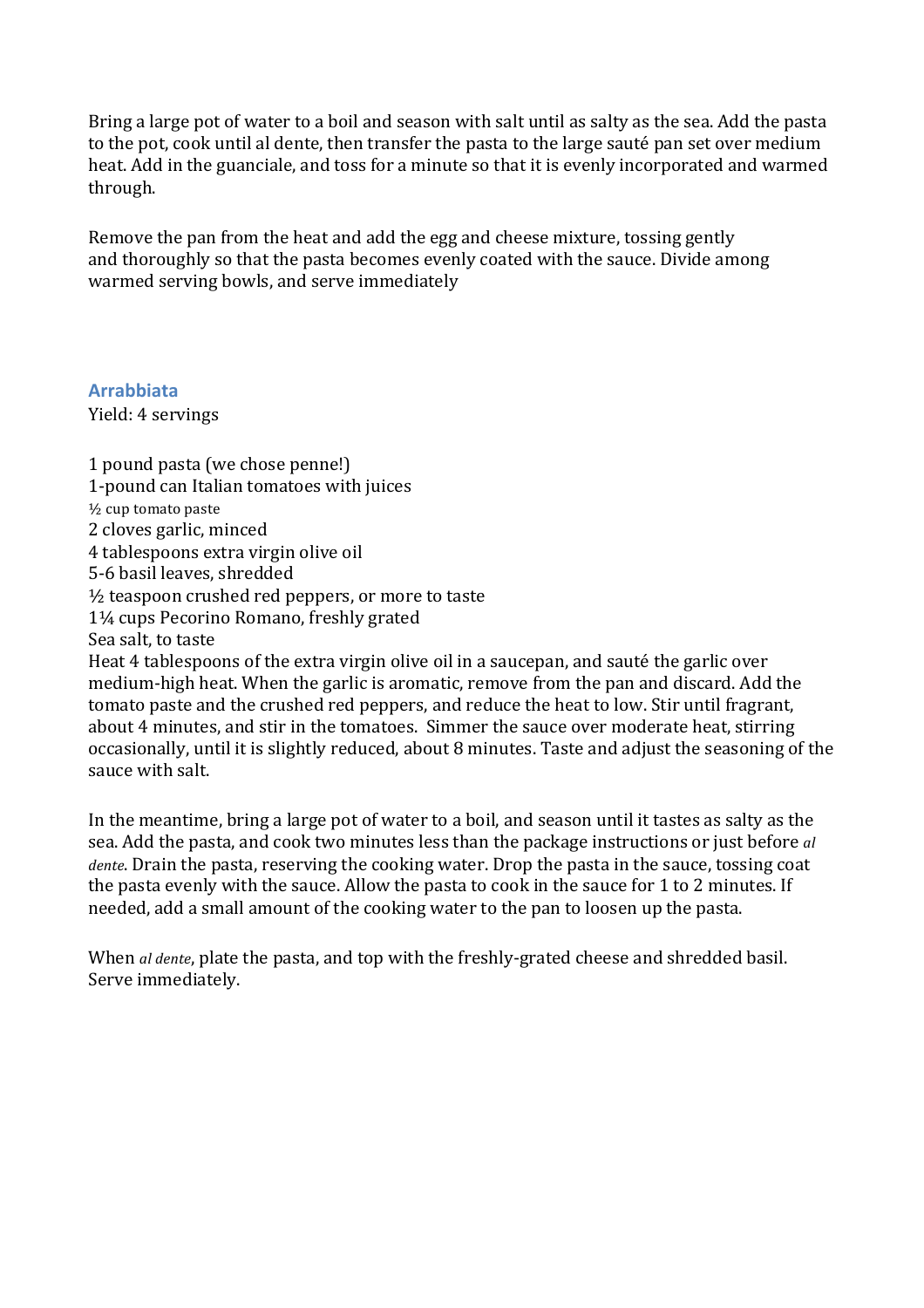Bring a large pot of water to a boil and season with salt until as salty as the sea. Add the pasta to the pot, cook until al dente, then transfer the pasta to the large sauté pan set over medium heat. Add in the guanciale, and toss for a minute so that it is evenly incorporated and warmed through.

Remove the pan from the heat and add the egg and cheese mixture, tossing gently and thoroughly so that the pasta becomes evenly coated with the sauce. Divide among warmed serving bowls, and serve immediately

## Arrabbiata

Yield: 4 servings

1 pound pasta (we chose penne!)
1-pound can Italian tomatoes with juices
½ cup tomato paste
2 cloves garlic, minced
4 tablespoons extra virgin olive oil
5-6 basil leaves, shredded
½ teaspoon crushed red peppers, or more to taste
1¼ cups Pecorino Romano, freshly grated
Sea salt, to taste

Heat 4 tablespoons of the extra virgin olive oil in a saucepan, and sauté the garlic over medium-high heat. When the garlic is aromatic, remove from the pan and discard. Add the tomato paste and the crushed red peppers, and reduce the heat to low. Stir until fragrant, about 4 minutes, and stir in the tomatoes. Simmer the sauce over moderate heat, stirring occasionally, until it is slightly reduced, about 8 minutes. Taste and adjust the seasoning of the sauce with salt.

In the meantime, bring a large pot of water to a boil, and season until it tastes as salty as the sea. Add the pasta, and cook two minutes less than the package instructions or just before *al dente*. Drain the pasta, reserving the cooking water. Drop the pasta in the sauce, tossing coat the pasta evenly with the sauce. Allow the pasta to cook in the sauce for 1 to 2 minutes. If needed, add a small amount of the cooking water to the pan to loosen up the pasta.

When *al dente*, plate the pasta, and top with the freshly-grated cheese and shredded basil. Serve immediately.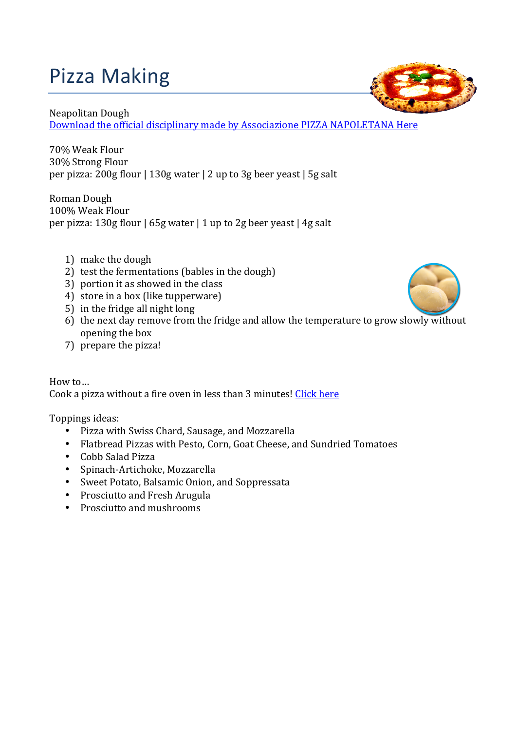# Pizza Making

Neapolitan Dough
[Download the official disciplinary made by Associazione PIZZA NAPOLETANA Here]()

70% Weak Flour
30% Strong Flour
per pizza: 200g flour | 130g water | 2 up to 3g beer yeast | 5g salt

Roman Dough
100% Weak Flour
per pizza: 130g flour | 65g water | 1 up to 2g beer yeast | 4g salt

1) make the dough
2) test the fermentations (bables in the dough)
3) portion it as showed in the class
4) store in a box (like tupperware)
5) in the fridge all night long
6) the next day remove from the fridge and allow the temperature to grow slowly without opening the box
7) prepare the pizza!

How to…
Cook a pizza without a fire oven in less than 3 minutes! [Click here]()

Toppings ideas:

- Pizza with Swiss Chard, Sausage, and Mozzarella
- Flatbread Pizzas with Pesto, Corn, Goat Cheese, and Sundried Tomatoes
- Cobb Salad Pizza
- Spinach-Artichoke, Mozzarella
- Sweet Potato, Balsamic Onion, and Soppressata
- Prosciutto and Fresh Arugula
- Prosciutto and mushrooms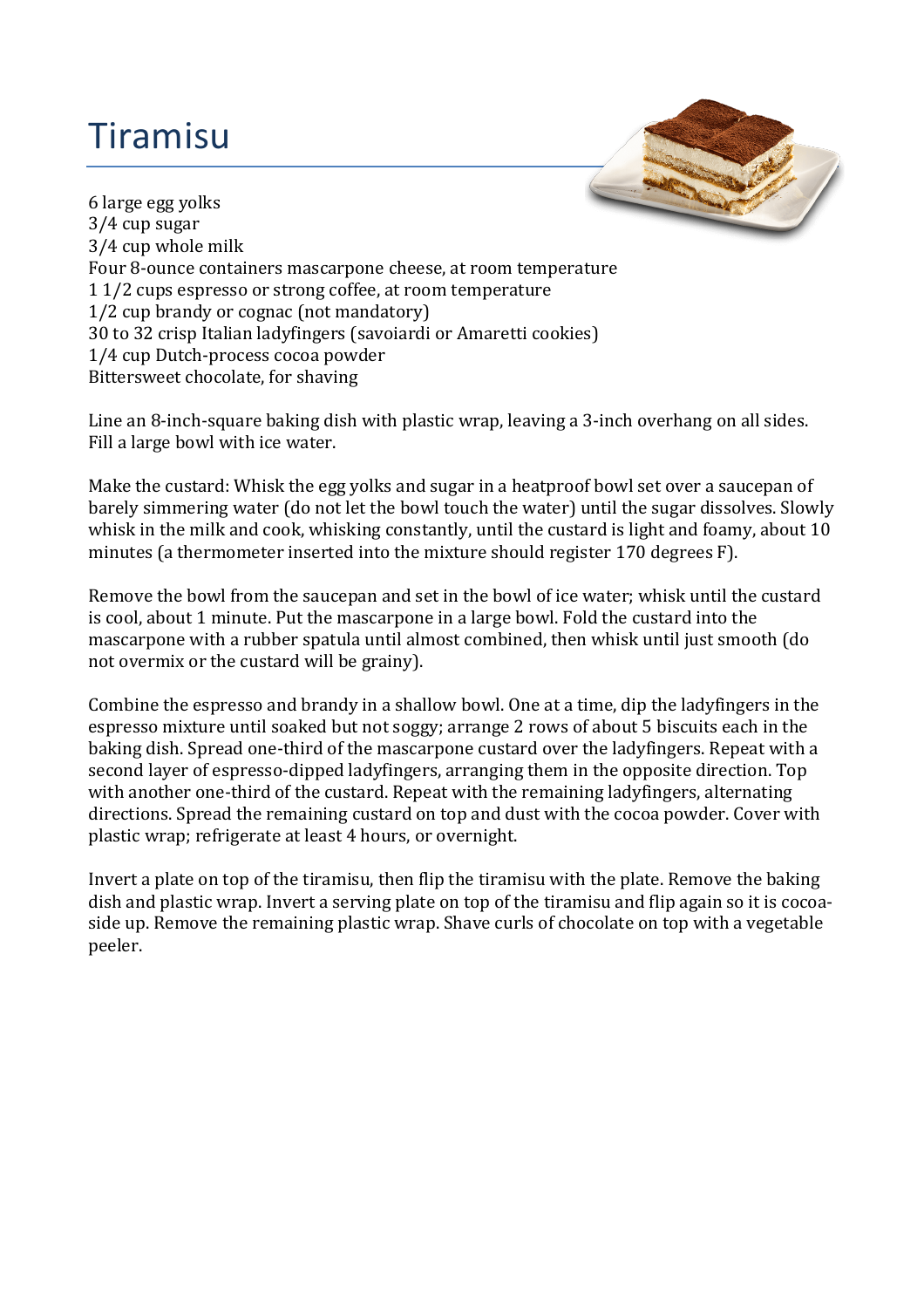# Tiramisu

6 large egg yolks
3/4 cup sugar
3/4 cup whole milk
Four 8-ounce containers mascarpone cheese, at room temperature
1 1/2 cups espresso or strong coffee, at room temperature
1/2 cup brandy or cognac (not mandatory)
30 to 32 crisp Italian ladyfingers (savoiardi or Amaretti cookies)
1/4 cup Dutch-process cocoa powder
Bittersweet chocolate, for shaving

Line an 8-inch-square baking dish with plastic wrap, leaving a 3-inch overhang on all sides. Fill a large bowl with ice water.

Make the custard: Whisk the egg yolks and sugar in a heatproof bowl set over a saucepan of barely simmering water (do not let the bowl touch the water) until the sugar dissolves. Slowly whisk in the milk and cook, whisking constantly, until the custard is light and foamy, about 10 minutes (a thermometer inserted into the mixture should register 170 degrees F).

Remove the bowl from the saucepan and set in the bowl of ice water; whisk until the custard is cool, about 1 minute. Put the mascarpone in a large bowl. Fold the custard into the mascarpone with a rubber spatula until almost combined, then whisk until just smooth (do not overmix or the custard will be grainy).

Combine the espresso and brandy in a shallow bowl. One at a time, dip the ladyfingers in the espresso mixture until soaked but not soggy; arrange 2 rows of about 5 biscuits each in the baking dish. Spread one-third of the mascarpone custard over the ladyfingers. Repeat with a second layer of espresso-dipped ladyfingers, arranging them in the opposite direction. Top with another one-third of the custard. Repeat with the remaining ladyfingers, alternating directions. Spread the remaining custard on top and dust with the cocoa powder. Cover with plastic wrap; refrigerate at least 4 hours, or overnight.

Invert a plate on top of the tiramisu, then flip the tiramisu with the plate. Remove the baking dish and plastic wrap. Invert a serving plate on top of the tiramisu and flip again so it is cocoa-side up. Remove the remaining plastic wrap. Shave curls of chocolate on top with a vegetable peeler.